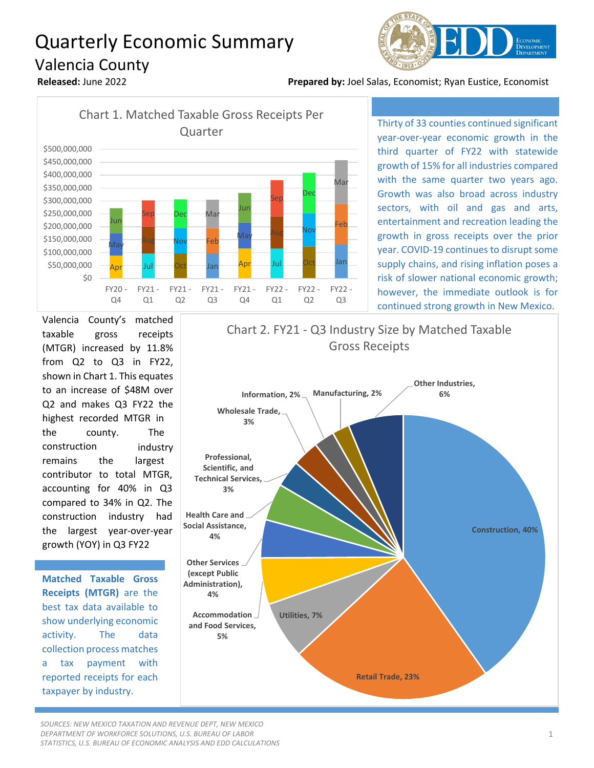# Quarterly Economic Summary

## Valencia County

**Released:** June 2022

**Prepared by:** Joel Salas, Economist; Ryan Eustice, Economist

Chart 1. Matched Taxable Gross Receipts Per Quarter

| Quarter | Months |
|---|---|
| FY20 - Q4 | Apr, May, Jun |
| FY21 - Q1 | Jul, Aug, Sep |
| FY21 - Q2 | Oct, Nov, Dec |
| FY21 - Q3 | Jan, Feb, Mar |
| FY21 - Q4 | Apr, May, Jun |
| FY22 - Q1 | Jul, Aug, Sep |
| FY22 - Q2 | Oct, Nov, Dec |
| FY22 - Q3 | Jan, Feb, Mar |

Thirty of 33 counties continued significant year-over-year economic growth in the third quarter of FY22 with statewide growth of 15% for all industries compared with the same quarter two years ago. Growth was also broad across industry sectors, with oil and gas and arts, entertainment and recreation leading the growth in gross receipts over the prior year. COVID-19 continues to disrupt some supply chains, and rising inflation poses a risk of slower national economic growth; however, the immediate outlook is for continued strong growth in New Mexico.

Valencia County's matched taxable gross receipts (MTGR) increased by 11.8% from Q2 to Q3 in FY22, shown in Chart 1. This equates to an increase of $48M over Q2 and makes Q3 FY22 the highest recorded MTGR in the county. The construction industry remains the largest contributor to total MTGR, accounting for 40% in Q3 compared to 34% in Q2. The construction industry had the largest year-over-year growth (YOY) in Q3 FY22

**Matched Taxable Gross Receipts (MTGR)** are the best tax data available to show underlying economic activity. The data collection process matches a tax payment with reported receipts for each taxpayer by industry.

Chart 2. FY21 - Q3 Industry Size by Matched Taxable Gross Receipts

| Industry | Share |
|---|---|
| Construction | 40% |
| Retail Trade | 23% |
| Utilities | 7% |
| Accommodation and Food Services | 5% |
| Other Services (except Public Administration) | 4% |
| Health Care and Social Assistance | 4% |
| Professional, Scientific, and Technical Services | 3% |
| Wholesale Trade | 3% |
| Information | 2% |
| Manufacturing | 2% |
| Other Industries | 6% |

*SOURCES: NEW MEXICO TAXATION AND REVENUE DEPT, NEW MEXICO DEPARTMENT OF WORKFORCE SOLUTIONS, U.S. BUREAU OF LABOR STATISTICS, U.S. BUREAU OF ECONOMIC ANALYSIS AND EDD CALCULATIONS*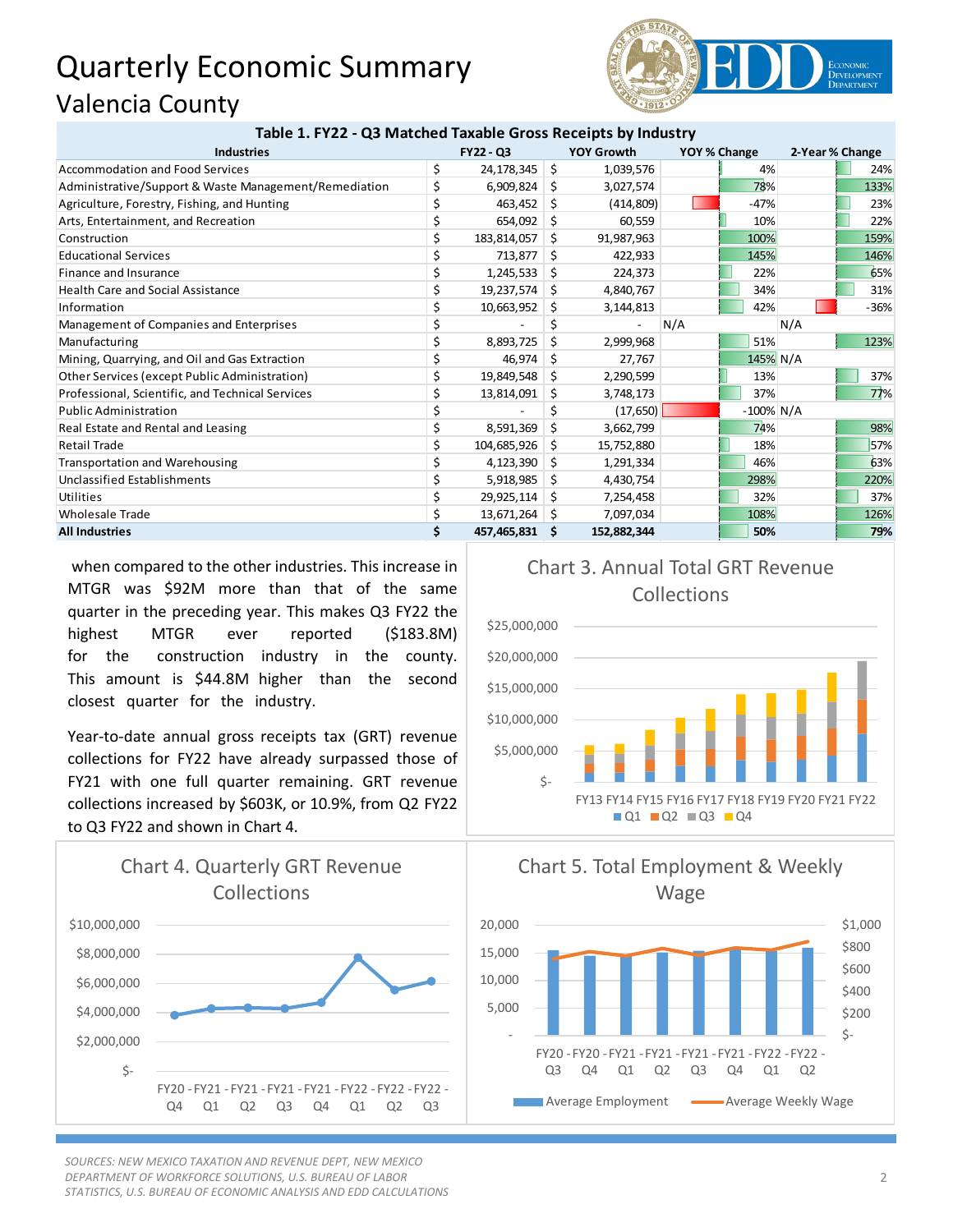# Quarterly Economic Summary

## Valencia County

| Industries | FY22 - Q3 | YOY Growth | YOY % Change | 2-Year % Change |
|---|---|---|---|---|
| Accommodation and Food Services | $ 24,178,345 | $ 1,039,576 | 4% | 24% |
| Administrative/Support & Waste Management/Remediation | $ 6,909,824 | $ 3,027,574 | 78% | 133% |
| Agriculture, Forestry, Fishing, and Hunting | $ 463,452 | $ (414,809) | -47% | 23% |
| Arts, Entertainment, and Recreation | $ 654,092 | $ 60,559 | 10% | 22% |
| Construction | $ 183,814,057 | $ 91,987,963 | 100% | 159% |
| Educational Services | $ 713,877 | $ 422,933 | 145% | 146% |
| Finance and Insurance | $ 1,245,533 | $ 224,373 | 22% | 65% |
| Health Care and Social Assistance | $ 19,237,574 | $ 4,840,767 | 34% | 31% |
| Information | $ 10,663,952 | $ 3,144,813 | 42% | -36% |
| Management of Companies and Enterprises | $ - | $ - | N/A | N/A |
| Manufacturing | $ 8,893,725 | $ 2,999,968 | 51% | 123% |
| Mining, Quarrying, and Oil and Gas Extraction | $ 46,974 | $ 27,767 | 145% | N/A |
| Other Services (except Public Administration) | $ 19,849,548 | $ 2,290,599 | 13% | 37% |
| Professional, Scientific, and Technical Services | $ 13,814,091 | $ 3,748,173 | 37% | 77% |
| Public Administration | $ - | $ (17,650) | -100% | N/A |
| Real Estate and Rental and Leasing | $ 8,591,369 | $ 3,662,799 | 74% | 98% |
| Retail Trade | $ 104,685,926 | $ 15,752,880 | 18% | 57% |
| Transportation and Warehousing | $ 4,123,390 | $ 1,291,334 | 46% | 63% |
| Unclassified Establishments | $ 5,918,985 | $ 4,430,754 | 298% | 220% |
| Utilities | $ 29,925,114 | $ 7,254,458 | 32% | 37% |
| Wholesale Trade | $ 13,671,264 | $ 7,097,034 | 108% | 126% |
| **All Industries** | **$ 457,465,831** | **$ 152,882,344** | **50%** | **79%** |

Table 1. FY22 - Q3 Matched Taxable Gross Receipts by Industry

when compared to the other industries. This increase in MTGR was $92M more than that of the same quarter in the preceding year. This makes Q3 FY22 the highest MTGR ever reported ($183.8M) for the construction industry in the county. This amount is $44.8M higher than the second closest quarter for the industry.

Year-to-date annual gross receipts tax (GRT) revenue collections for FY22 have already surpassed those of FY21 with one full quarter remaining. GRT revenue collections increased by $603K, or 10.9%, from Q2 FY22 to Q3 FY22 and shown in Chart 4.

Chart 3. Annual Total GRT Revenue Collections

Chart 4. Quarterly GRT Revenue Collections

Chart 5. Total Employment & Weekly Wage

*SOURCES: NEW MEXICO TAXATION AND REVENUE DEPT, NEW MEXICO DEPARTMENT OF WORKFORCE SOLUTIONS, U.S. BUREAU OF LABOR STATISTICS, U.S. BUREAU OF ECONOMIC ANALYSIS AND EDD CALCULATIONS*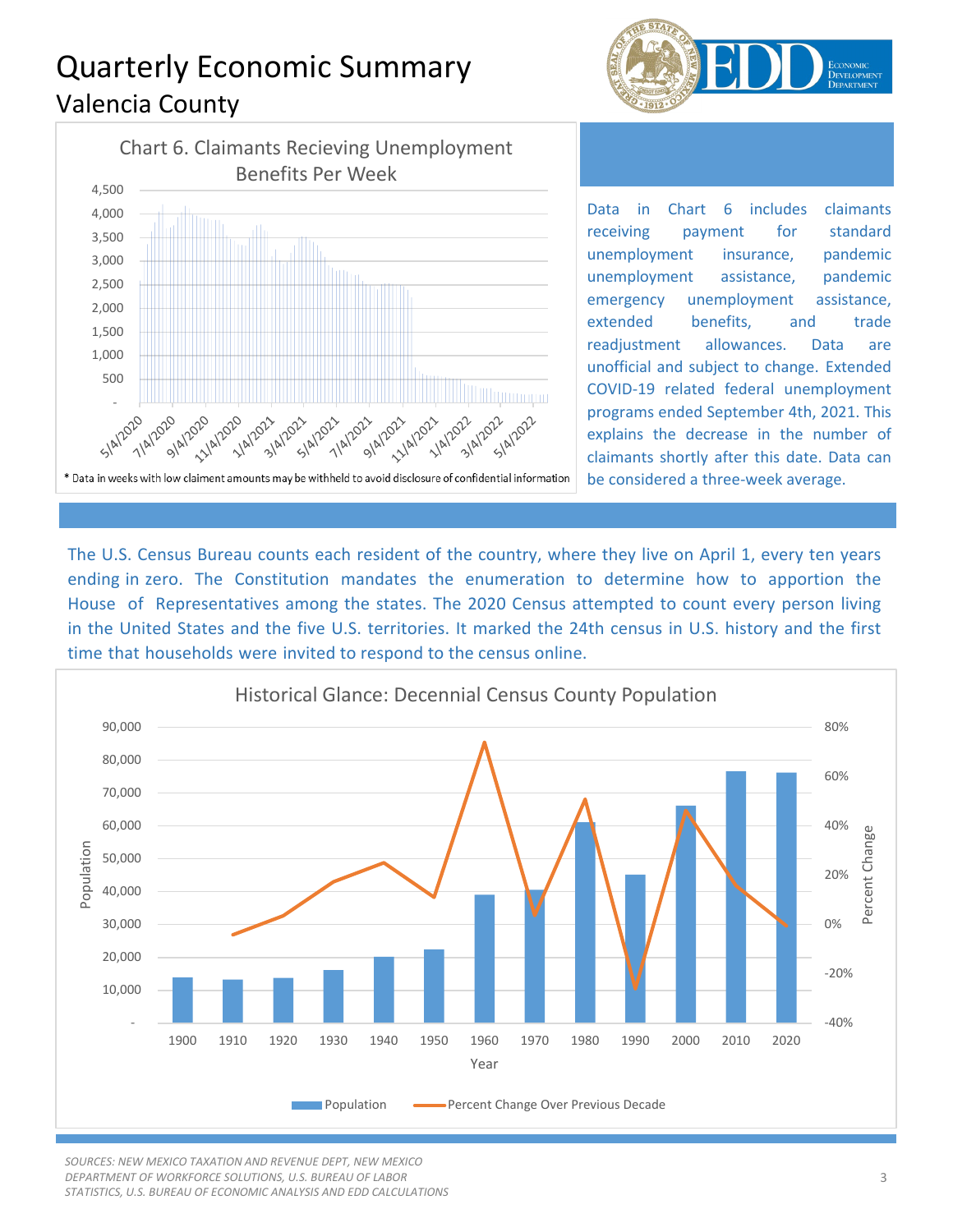# Quarterly Economic Summary

## Valencia County

Chart 6. Claimants Recieving Unemployment Benefits Per Week

4,500
4,000
3,500
3,000
2,500
2,000
1,500
1,000
500
-

5/4/2020
7/4/2020
9/4/2020
11/4/2020
1/4/2021
3/4/2021
5/4/2021
7/4/2021
9/4/2021
11/4/2021
1/4/2022
3/4/2022
5/4/2022

\* Data in weeks with low claiment amounts may be withheld to avoid disclosure of confidential information

Data in Chart 6 includes claimants receiving payment for standard unemployment insurance, pandemic unemployment assistance, pandemic emergency unemployment assistance, extended benefits, and trade readjustment allowances. Data are unofficial and subject to change. Extended COVID-19 related federal unemployment programs ended September 4th, 2021. This explains the decrease in the number of claimants shortly after this date. Data can be considered a three-week average.

The U.S. Census Bureau counts each resident of the country, where they live on April 1, every ten years ending in zero. The Constitution mandates the enumeration to determine how to apportion the House of Representatives among the states. The 2020 Census attempted to count every person living in the United States and the five U.S. territories. It marked the 24th census in U.S. history and the first time that households were invited to respond to the census online.

Historical Glance: Decennial Census County Population

Population

90,000
80,000
70,000
60,000
50,000
40,000
30,000
20,000
10,000
-

Percent Change

80%
60%
40%
20%
0%
-20%
-40%

Year

1900
1910
1920
1930
1940
1950
1960
1970
1980
1990
2000
2010
2020

Population
Percent Change Over Previous Decade

*SOURCES: NEW MEXICO TAXATION AND REVENUE DEPT, NEW MEXICO DEPARTMENT OF WORKFORCE SOLUTIONS, U.S. BUREAU OF LABOR STATISTICS, U.S. BUREAU OF ECONOMIC ANALYSIS AND EDD CALCULATIONS*